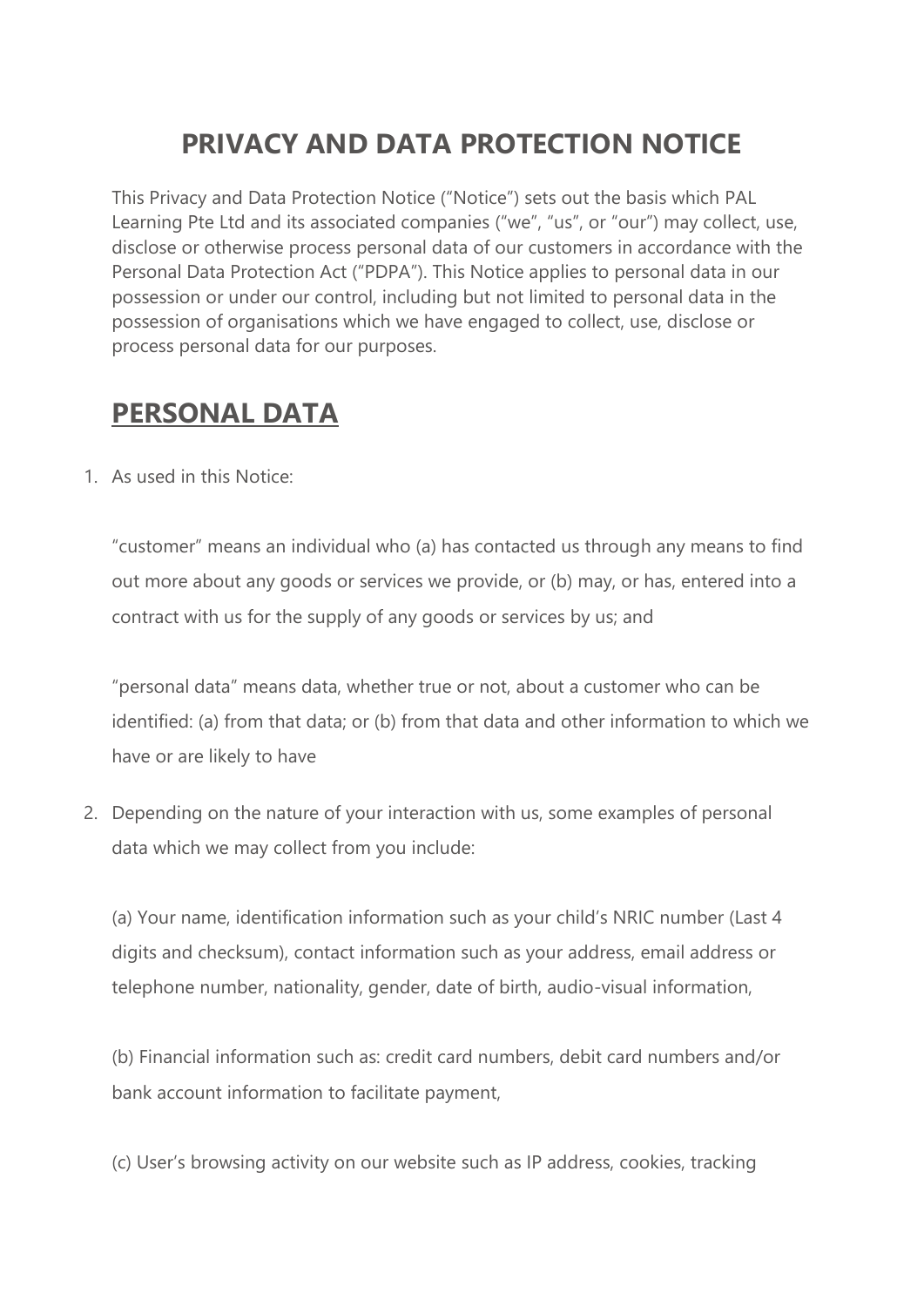# PRIVACY AND DATA PROTECTION NOTICE

This Privacy and Data Protection Notice ("Notice") sets out the basis which PAL Learning Pte Ltd and its associated companies ("we", "us", or "our") may collect, use, disclose or otherwise process personal data of our customers in accordance with the Personal Data Protection Act ("PDPA"). This Notice applies to personal data in our possession or under our control, including but not limited to personal data in the possession of organisations which we have engaged to collect, use, disclose or process personal data for our purposes.

## PERSONAL DATA

1. As used in this Notice:

   "customer" means an individual who (a) has contacted us through any means to find out more about any goods or services we provide, or (b) may, or has, entered into a contract with us for the supply of any goods or services by us; and

   "personal data" means data, whether true or not, about a customer who can be identified: (a) from that data; or (b) from that data and other information to which we have or are likely to have

2. Depending on the nature of your interaction with us, some examples of personal data which we may collect from you include:

   (a) Your name, identification information such as your child's NRIC number (Last 4 digits and checksum), contact information such as your address, email address or telephone number, nationality, gender, date of birth, audio-visual information,

   (b) Financial information such as: credit card numbers, debit card numbers and/or bank account information to facilitate payment,

   (c) User's browsing activity on our website such as IP address, cookies, tracking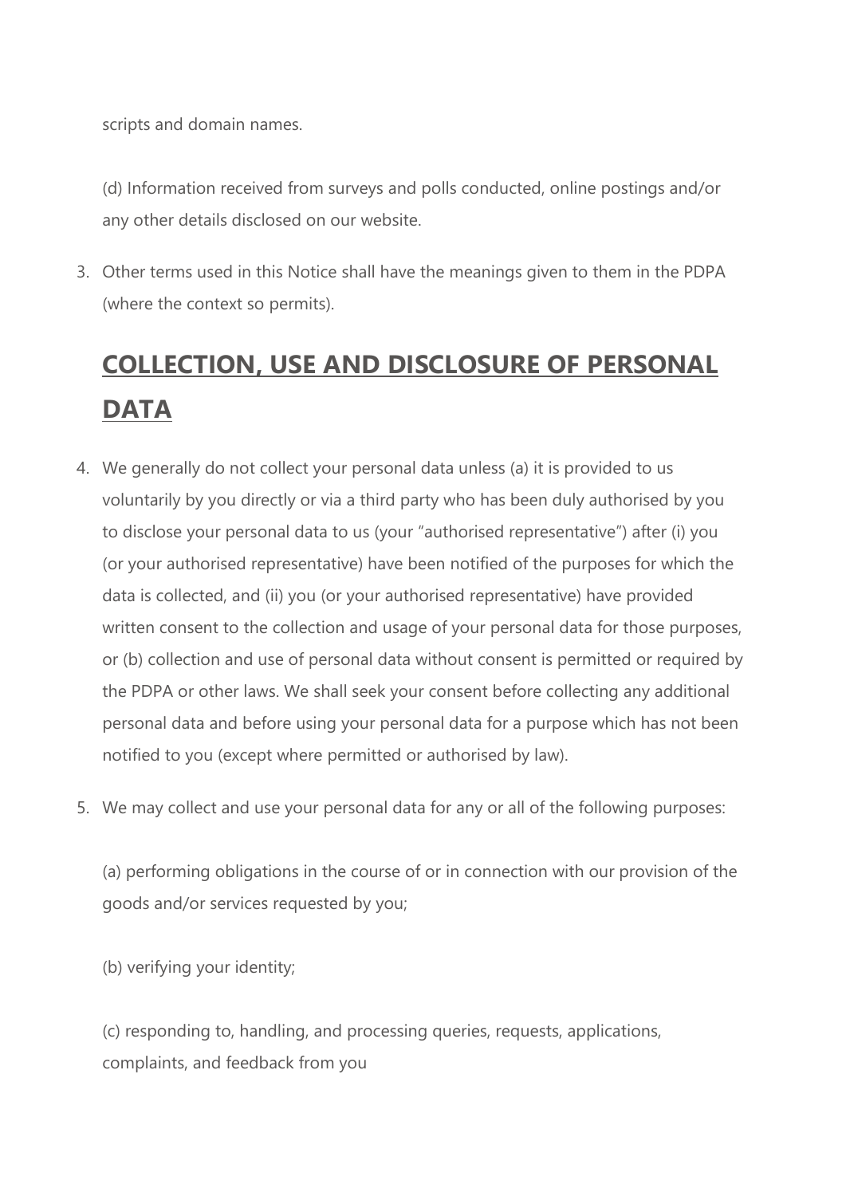scripts and domain names.

(d) Information received from surveys and polls conducted, online postings and/or any other details disclosed on our website.

3. Other terms used in this Notice shall have the meanings given to them in the PDPA (where the context so permits).

## **COLLECTION, USE AND DISCLOSURE OF PERSONAL DATA**

4. We generally do not collect your personal data unless (a) it is provided to us voluntarily by you directly or via a third party who has been duly authorised by you to disclose your personal data to us (your "authorised representative") after (i) you (or your authorised representative) have been notified of the purposes for which the data is collected, and (ii) you (or your authorised representative) have provided written consent to the collection and usage of your personal data for those purposes, or (b) collection and use of personal data without consent is permitted or required by the PDPA or other laws. We shall seek your consent before collecting any additional personal data and before using your personal data for a purpose which has not been notified to you (except where permitted or authorised by law).

5. We may collect and use your personal data for any or all of the following purposes:

   (a) performing obligations in the course of or in connection with our provision of the goods and/or services requested by you;

   (b) verifying your identity;

   (c) responding to, handling, and processing queries, requests, applications, complaints, and feedback from you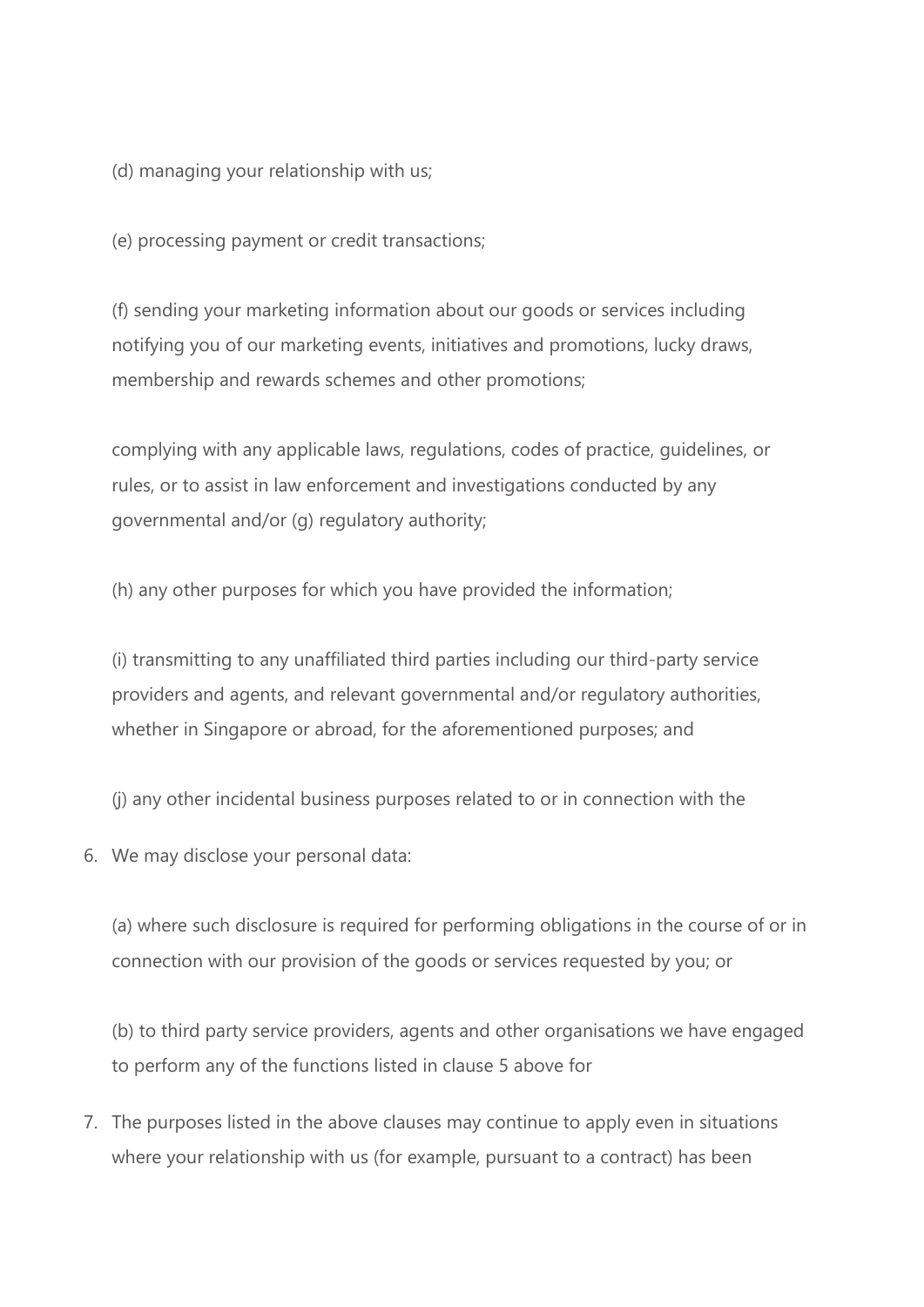(d) managing your relationship with us;

(e) processing payment or credit transactions;

(f) sending your marketing information about our goods or services including notifying you of our marketing events, initiatives and promotions, lucky draws, membership and rewards schemes and other promotions;

complying with any applicable laws, regulations, codes of practice, guidelines, or rules, or to assist in law enforcement and investigations conducted by any governmental and/or (g) regulatory authority;

(h) any other purposes for which you have provided the information;

(i) transmitting to any unaffiliated third parties including our third-party service providers and agents, and relevant governmental and/or regulatory authorities, whether in Singapore or abroad, for the aforementioned purposes; and

(j) any other incidental business purposes related to or in connection with the

6. We may disclose your personal data:

   (a) where such disclosure is required for performing obligations in the course of or in connection with our provision of the goods or services requested by you; or

   (b) to third party service providers, agents and other organisations we have engaged to perform any of the functions listed in clause 5 above for

7. The purposes listed in the above clauses may continue to apply even in situations where your relationship with us (for example, pursuant to a contract) has been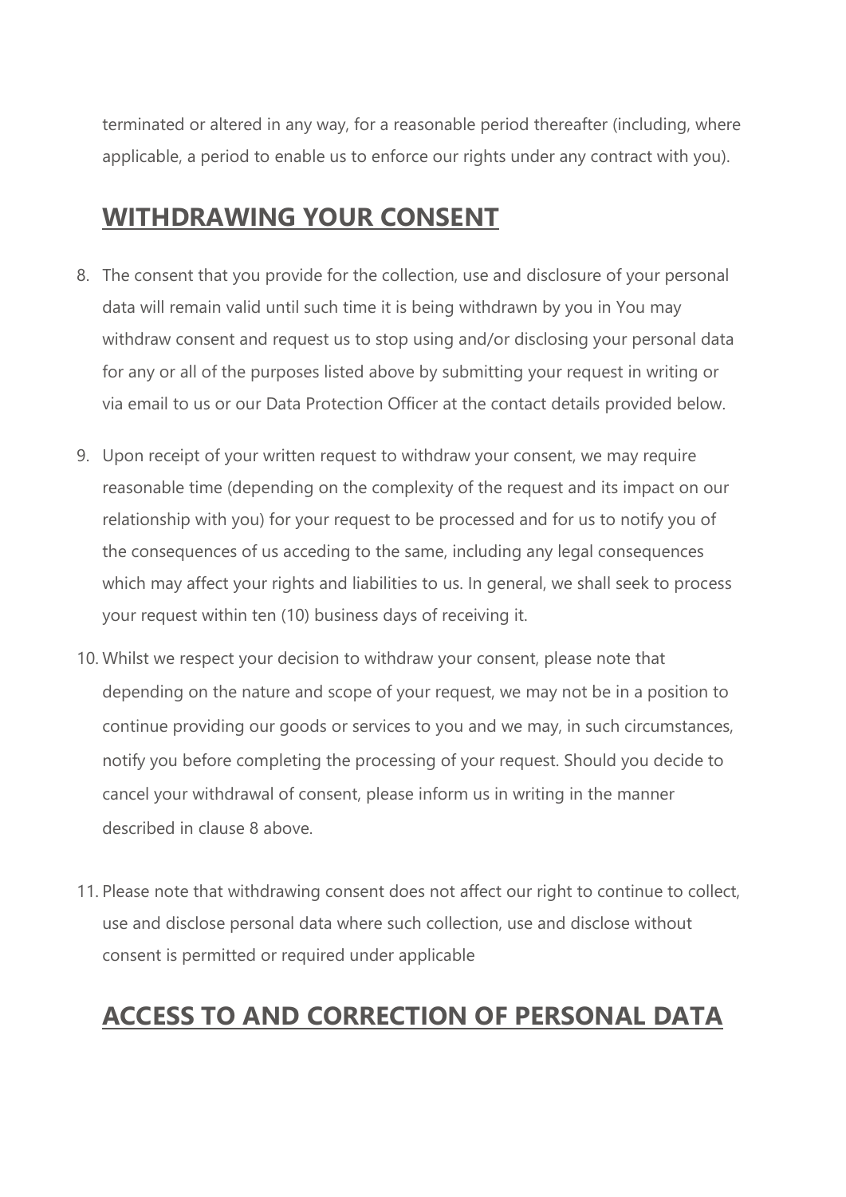terminated or altered in any way, for a reasonable period thereafter (including, where applicable, a period to enable us to enforce our rights under any contract with you).

## WITHDRAWING YOUR CONSENT

8. The consent that you provide for the collection, use and disclosure of your personal data will remain valid until such time it is being withdrawn by you in You may withdraw consent and request us to stop using and/or disclosing your personal data for any or all of the purposes listed above by submitting your request in writing or via email to us or our Data Protection Officer at the contact details provided below.

9. Upon receipt of your written request to withdraw your consent, we may require reasonable time (depending on the complexity of the request and its impact on our relationship with you) for your request to be processed and for us to notify you of the consequences of us acceding to the same, including any legal consequences which may affect your rights and liabilities to us. In general, we shall seek to process your request within ten (10) business days of receiving it.

10. Whilst we respect your decision to withdraw your consent, please note that depending on the nature and scope of your request, we may not be in a position to continue providing our goods or services to you and we may, in such circumstances, notify you before completing the processing of your request. Should you decide to cancel your withdrawal of consent, please inform us in writing in the manner described in clause 8 above.

11. Please note that withdrawing consent does not affect our right to continue to collect, use and disclose personal data where such collection, use and disclose without consent is permitted or required under applicable

## ACCESS TO AND CORRECTION OF PERSONAL DATA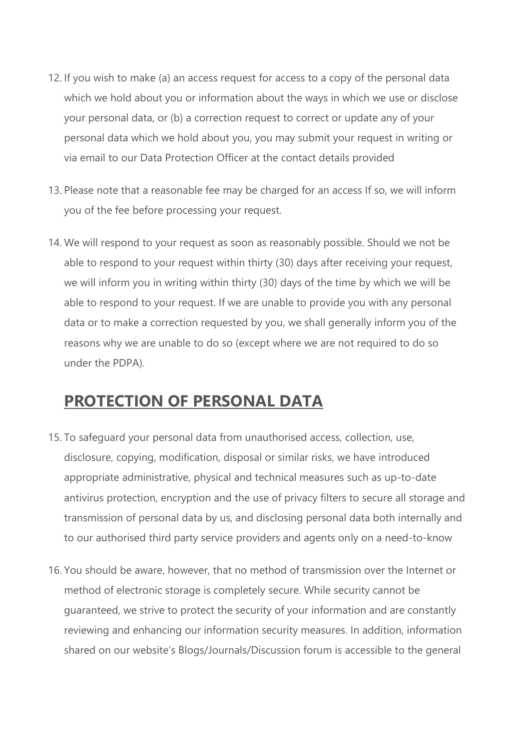12. If you wish to make (a) an access request for access to a copy of the personal data which we hold about you or information about the ways in which we use or disclose your personal data, or (b) a correction request to correct or update any of your personal data which we hold about you, you may submit your request in writing or via email to our Data Protection Officer at the contact details provided

13. Please note that a reasonable fee may be charged for an access If so, we will inform you of the fee before processing your request.

14. We will respond to your request as soon as reasonably possible. Should we not be able to respond to your request within thirty (30) days after receiving your request, we will inform you in writing within thirty (30) days of the time by which we will be able to respond to your request. If we are unable to provide you with any personal data or to make a correction requested by you, we shall generally inform you of the reasons why we are unable to do so (except where we are not required to do so under the PDPA).

## PROTECTION OF PERSONAL DATA

15. To safeguard your personal data from unauthorised access, collection, use, disclosure, copying, modification, disposal or similar risks, we have introduced appropriate administrative, physical and technical measures such as up-to-date antivirus protection, encryption and the use of privacy filters to secure all storage and transmission of personal data by us, and disclosing personal data both internally and to our authorised third party service providers and agents only on a need-to-know

16. You should be aware, however, that no method of transmission over the Internet or method of electronic storage is completely secure. While security cannot be guaranteed, we strive to protect the security of your information and are constantly reviewing and enhancing our information security measures. In addition, information shared on our website's Blogs/Journals/Discussion forum is accessible to the general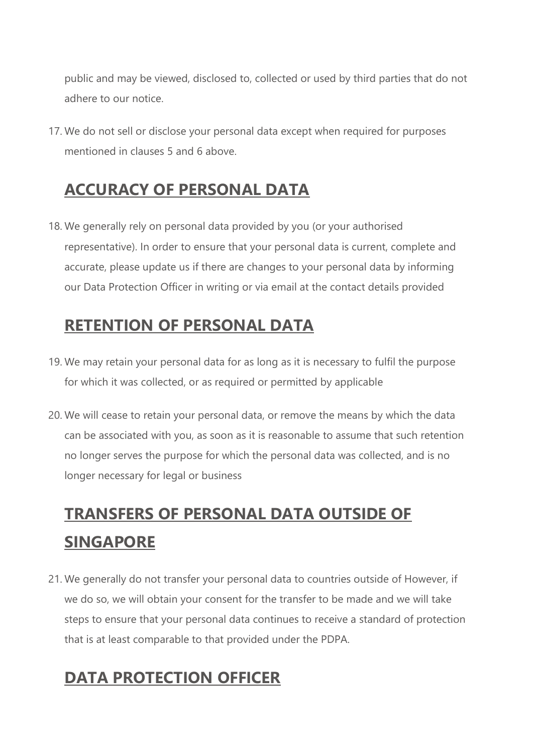public and may be viewed, disclosed to, collected or used by third parties that do not adhere to our notice.

17. We do not sell or disclose your personal data except when required for purposes mentioned in clauses 5 and 6 above.

## ACCURACY OF PERSONAL DATA

18. We generally rely on personal data provided by you (or your authorised representative). In order to ensure that your personal data is current, complete and accurate, please update us if there are changes to your personal data by informing our Data Protection Officer in writing or via email at the contact details provided

## RETENTION OF PERSONAL DATA

19. We may retain your personal data for as long as it is necessary to fulfil the purpose for which it was collected, or as required or permitted by applicable

20. We will cease to retain your personal data, or remove the means by which the data can be associated with you, as soon as it is reasonable to assume that such retention no longer serves the purpose for which the personal data was collected, and is no longer necessary for legal or business

## TRANSFERS OF PERSONAL DATA OUTSIDE OF SINGAPORE

21. We generally do not transfer your personal data to countries outside of However, if we do so, we will obtain your consent for the transfer to be made and we will take steps to ensure that your personal data continues to receive a standard of protection that is at least comparable to that provided under the PDPA.

## DATA PROTECTION OFFICER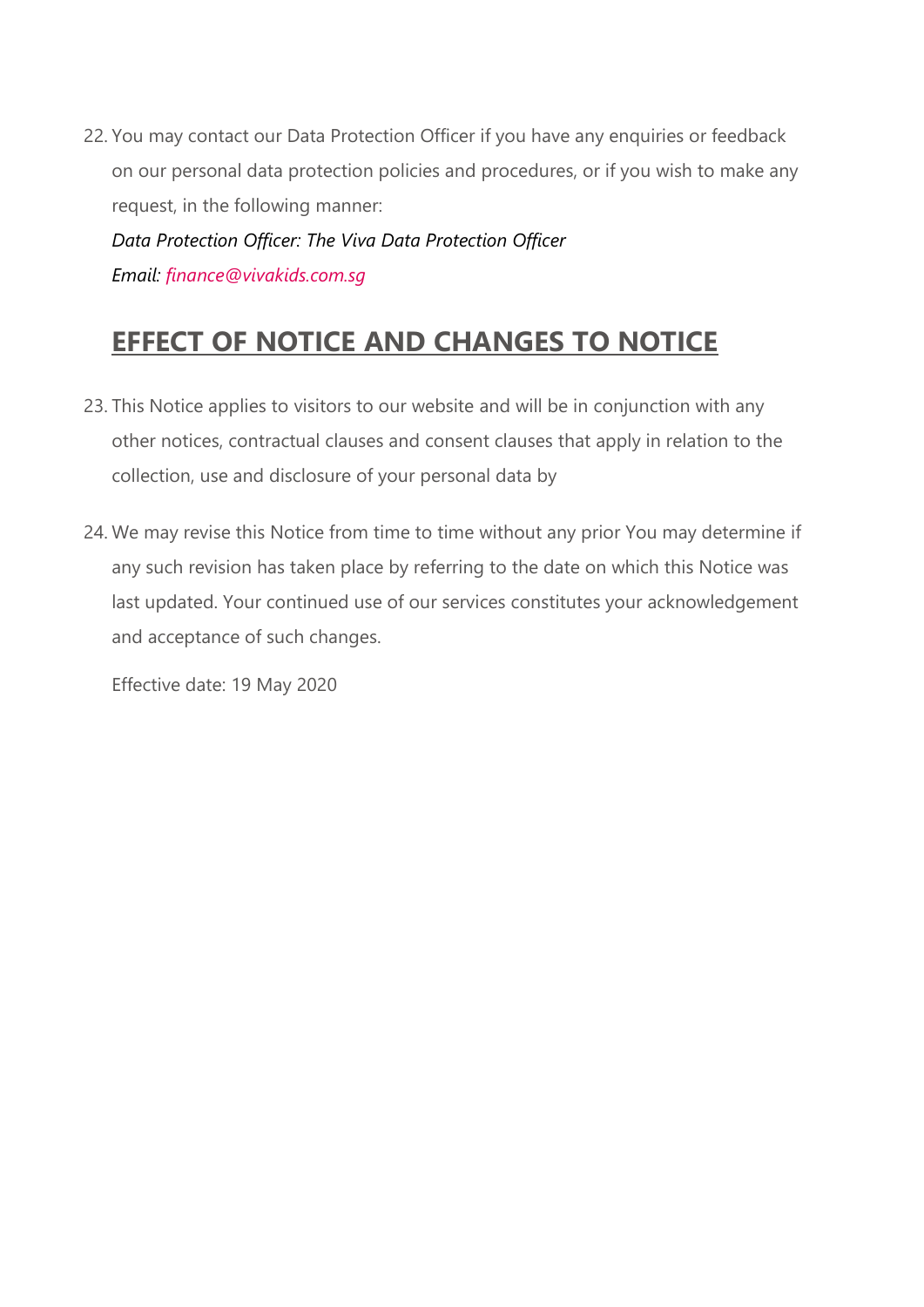22. You may contact our Data Protection Officer if you have any enquiries or feedback on our personal data protection policies and procedures, or if you wish to make any request, in the following manner:

    *Data Protection Officer: The Viva Data Protection Officer*

    *Email: finance@vivakids.com.sg*

## EFFECT OF NOTICE AND CHANGES TO NOTICE

23. This Notice applies to visitors to our website and will be in conjunction with any other notices, contractual clauses and consent clauses that apply in relation to the collection, use and disclosure of your personal data by

24. We may revise this Notice from time to time without any prior You may determine if any such revision has taken place by referring to the date on which this Notice was last updated. Your continued use of our services constitutes your acknowledgement and acceptance of such changes.

    Effective date: 19 May 2020